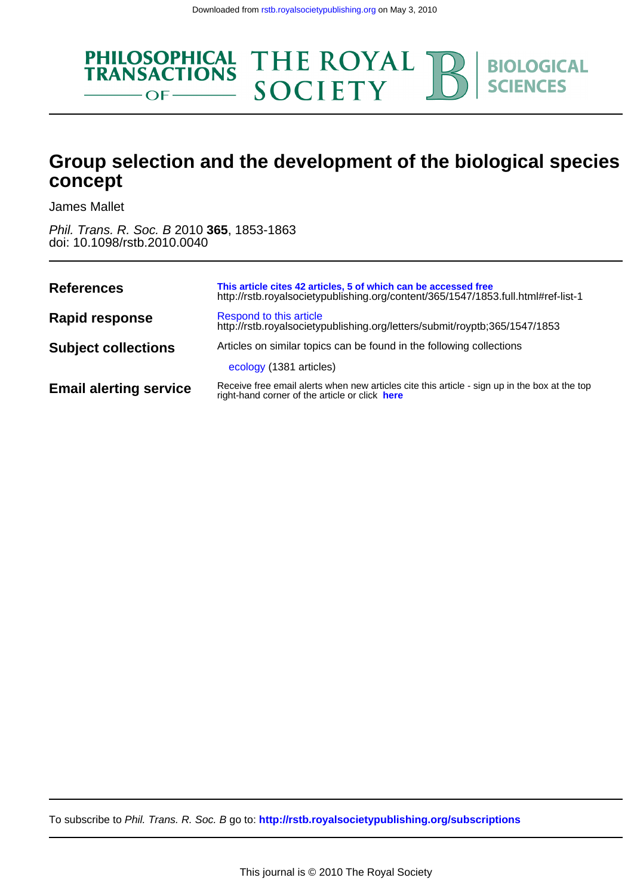Downloaded from rstb.royalsocietypublishing.org on May 3, 2010

PHILOSOPHICAL TRANSACTIONS OF THE ROYAL SOCIETY B BIOLOGICAL SCIENCES

# Group selection and the development of the biological species concept

James Mallet

*Phil. Trans. R. Soc. B* 2010 **365**, 1853-1863
doi: 10.1098/rstb.2010.0040

| | |
|---|---|
| **References** | **This article cites 42 articles, 5 of which can be accessed free** http://rstb.royalsocietypublishing.org/content/365/1547/1853.full.html#ref-list-1 |
| **Rapid response** | Respond to this article http://rstb.royalsocietypublishing.org/letters/submit/royptb;365/1547/1853 |
| **Subject collections** | Articles on similar topics can be found in the following collections<br>ecology (1381 articles) |
| **Email alerting service** | Receive free email alerts when new articles cite this article - sign up in the box at the top right-hand corner of the article or click **here** |

To subscribe to *Phil. Trans. R. Soc. B* go to: **http://rstb.royalsocietypublishing.org/subscriptions**

This journal is © 2010 The Royal Society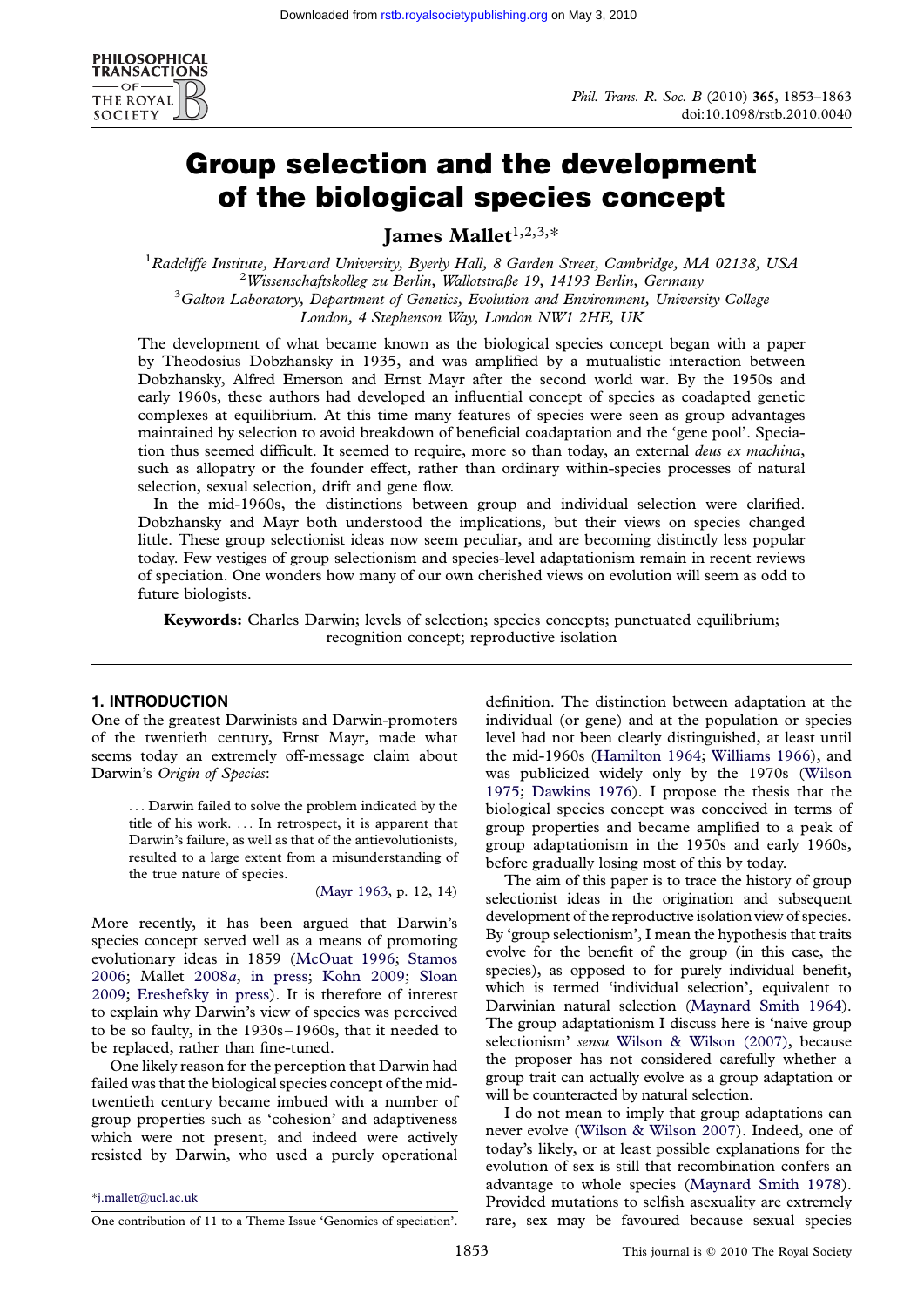# Group selection and the development of the biological species concept

**James Mallet**[1,2,3,*]

[1]Radcliffe Institute, Harvard University, Byerly Hall, 8 Garden Street, Cambridge, MA 02138, USA
[2]Wissenschaftskolleg zu Berlin, Wallotstraße 19, 14193 Berlin, Germany
[3]Galton Laboratory, Department of Genetics, Evolution and Environment, University College London, 4 Stephenson Way, London NW1 2HE, UK

The development of what became known as the biological species concept began with a paper by Theodosius Dobzhansky in 1935, and was amplified by a mutualistic interaction between Dobzhansky, Alfred Emerson and Ernst Mayr after the second world war. By the 1950s and early 1960s, these authors had developed an influential concept of species as coadapted genetic complexes at equilibrium. At this time many features of species were seen as group advantages maintained by selection to avoid breakdown of beneficial coadaptation and the 'gene pool'. Speciation thus seemed difficult. It seemed to require, more so than today, an external *deus ex machina*, such as allopatry or the founder effect, rather than ordinary within-species processes of natural selection, sexual selection, drift and gene flow.

In the mid-1960s, the distinctions between group and individual selection were clarified. Dobzhansky and Mayr both understood the implications, but their views on species changed little. These group selectionist ideas now seem peculiar, and are becoming distinctly less popular today. Few vestiges of group selectionism and species-level adaptationism remain in recent reviews of speciation. One wonders how many of our own cherished views on evolution will seem as odd to future biologists.

**Keywords:** Charles Darwin; levels of selection; species concepts; punctuated equilibrium; recognition concept; reproductive isolation

## 1. INTRODUCTION

One of the greatest Darwinists and Darwin-promoters of the twentieth century, Ernst Mayr, made what seems today an extremely off-message claim about Darwin's *Origin of Species*:

> . . . Darwin failed to solve the problem indicated by the title of his work. . . . In retrospect, it is apparent that Darwin's failure, as well as that of the antievolutionists, resulted to a large extent from a misunderstanding of the true nature of species.
>
> (Mayr 1963, p. 12, 14)

More recently, it has been argued that Darwin's species concept served well as a means of promoting evolutionary ideas in 1859 (McOuat 1996; Stamos 2006; Mallet 2008*a*, in press; Kohn 2009; Sloan 2009; Ereshefsky in press). It is therefore of interest to explain why Darwin's view of species was perceived to be so faulty, in the 1930s–1960s, that it needed to be replaced, rather than fine-tuned.

One likely reason for the perception that Darwin had failed was that the biological species concept of the mid-twentieth century became imbued with a number of group properties such as 'cohesion' and adaptiveness which were not present, and indeed were actively resisted by Darwin, who used a purely operational definition. The distinction between adaptation at the individual (or gene) and at the population or species level had not been clearly distinguished, at least until the mid-1960s (Hamilton 1964; Williams 1966), and was publicized widely only by the 1970s (Wilson 1975; Dawkins 1976). I propose the thesis that the biological species concept was conceived in terms of group properties and became amplified to a peak of group adaptationism in the 1950s and early 1960s, before gradually losing most of this by today.

The aim of this paper is to trace the history of group selectionist ideas in the origination and subsequent development of the reproductive isolation view of species. By 'group selectionism', I mean the hypothesis that traits evolve for the benefit of the group (in this case, the species), as opposed to for purely individual benefit, which is termed 'individual selection', equivalent to Darwinian natural selection (Maynard Smith 1964). The group adaptationism I discuss here is 'naive group selectionism' *sensu* Wilson & Wilson (2007), because the proposer has not considered carefully whether a group trait can actually evolve as a group adaptation or will be counteracted by natural selection.

I do not mean to imply that group adaptations can never evolve (Wilson & Wilson 2007). Indeed, one of today's likely, or at least possible explanations for the evolution of sex is still that recombination confers an advantage to whole species (Maynard Smith 1978). Provided mutations to selfish asexuality are extremely rare, sex may be favoured because sexual species

*j.mallet@ucl.ac.uk

One contribution of 11 to a Theme Issue 'Genomics of speciation'.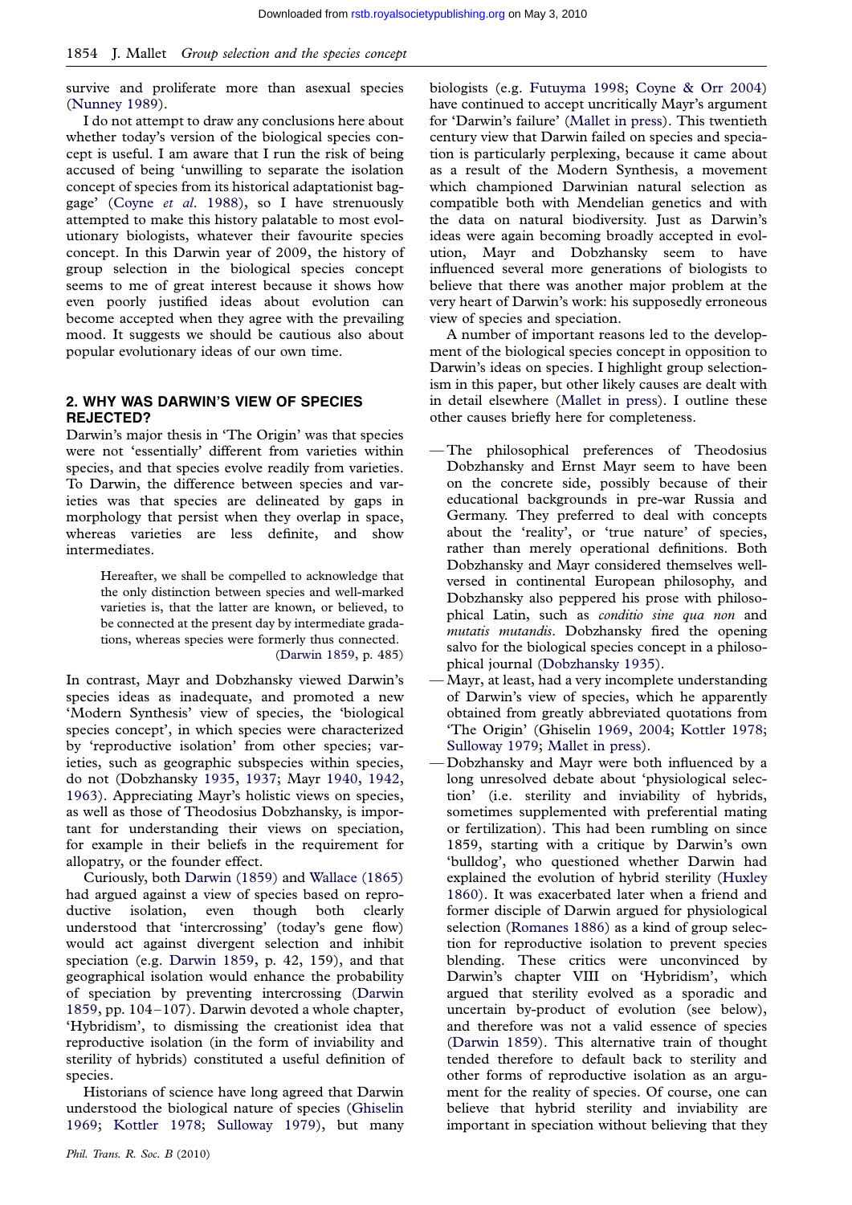survive and proliferate more than asexual species (Nunney 1989).

I do not attempt to draw any conclusions here about whether today's version of the biological species concept is useful. I am aware that I run the risk of being accused of being 'unwilling to separate the isolation concept of species from its historical adaptationist baggage' (Coyne *et al*. 1988), so I have strenuously attempted to make this history palatable to most evolutionary biologists, whatever their favourite species concept. In this Darwin year of 2009, the history of group selection in the biological species concept seems to me of great interest because it shows how even poorly justified ideas about evolution can become accepted when they agree with the prevailing mood. It suggests we should be cautious also about popular evolutionary ideas of our own time.

## 2. WHY WAS DARWIN'S VIEW OF SPECIES REJECTED?

Darwin's major thesis in 'The Origin' was that species were not 'essentially' different from varieties within species, and that species evolve readily from varieties. To Darwin, the difference between species and varieties was that species are delineated by gaps in morphology that persist when they overlap in space, whereas varieties are less definite, and show intermediates.

> Hereafter, we shall be compelled to acknowledge that the only distinction between species and well-marked varieties is, that the latter are known, or believed, to be connected at the present day by intermediate gradations, whereas species were formerly thus connected.
> (Darwin 1859, p. 485)

In contrast, Mayr and Dobzhansky viewed Darwin's species ideas as inadequate, and promoted a new 'Modern Synthesis' view of species, the 'biological species concept', in which species were characterized by 'reproductive isolation' from other species; varieties, such as geographic subspecies within species, do not (Dobzhansky 1935, 1937; Mayr 1940, 1942, 1963). Appreciating Mayr's holistic views on species, as well as those of Theodosius Dobzhansky, is important for understanding their views on speciation, for example in their beliefs in the requirement for allopatry, or the founder effect.

Curiously, both Darwin (1859) and Wallace (1865) had argued against a view of species based on reproductive isolation, even though both clearly understood that 'intercrossing' (today's gene flow) would act against divergent selection and inhibit speciation (e.g. Darwin 1859, p. 42, 159), and that geographical isolation would enhance the probability of speciation by preventing intercrossing (Darwin 1859, pp. 104–107). Darwin devoted a whole chapter, 'Hybridism', to dismissing the creationist idea that reproductive isolation (in the form of inviability and sterility of hybrids) constituted a useful definition of species.

Historians of science have long agreed that Darwin understood the biological nature of species (Ghiselin 1969; Kottler 1978; Sulloway 1979), but many biologists (e.g. Futuyma 1998; Coyne & Orr 2004) have continued to accept uncritically Mayr's argument for 'Darwin's failure' (Mallet in press). This twentieth century view that Darwin failed on species and speciation is particularly perplexing, because it came about as a result of the Modern Synthesis, a movement which championed Darwinian natural selection as compatible both with Mendelian genetics and with the data on natural biodiversity. Just as Darwin's ideas were again becoming broadly accepted in evolution, Mayr and Dobzhansky seem to have influenced several more generations of biologists to believe that there was another major problem at the very heart of Darwin's work: his supposedly erroneous view of species and speciation.

A number of important reasons led to the development of the biological species concept in opposition to Darwin's ideas on species. I highlight group selectionism in this paper, but other likely causes are dealt with in detail elsewhere (Mallet in press). I outline these other causes briefly here for completeness.

- The philosophical preferences of Theodosius Dobzhansky and Ernst Mayr seem to have been on the concrete side, possibly because of their educational backgrounds in pre-war Russia and Germany. They preferred to deal with concepts about the 'reality', or 'true nature' of species, rather than merely operational definitions. Both Dobzhansky and Mayr considered themselves well-versed in continental European philosophy, and Dobzhansky also peppered his prose with philosophical Latin, such as *conditio sine qua non* and *mutatis mutandis*. Dobzhansky fired the opening salvo for the biological species concept in a philosophical journal (Dobzhansky 1935).
- Mayr, at least, had a very incomplete understanding of Darwin's view of species, which he apparently obtained from greatly abbreviated quotations from 'The Origin' (Ghiselin 1969, 2004; Kottler 1978; Sulloway 1979; Mallet in press).
- Dobzhansky and Mayr were both influenced by a long unresolved debate about 'physiological selection' (i.e. sterility and inviability of hybrids, sometimes supplemented with preferential mating or fertilization). This had been rumbling on since 1859, starting with a critique by Darwin's own 'bulldog', who questioned whether Darwin had explained the evolution of hybrid sterility (Huxley 1860). It was exacerbated later when a friend and former disciple of Darwin argued for physiological selection (Romanes 1886) as a kind of group selection for reproductive isolation to prevent species blending. These critics were unconvinced by Darwin's chapter VIII on 'Hybridism', which argued that sterility evolved as a sporadic and uncertain by-product of evolution (see below), and therefore was not a valid essence of species (Darwin 1859). This alternative train of thought tended therefore to default back to sterility and other forms of reproductive isolation as an argument for the reality of species. Of course, one can believe that hybrid sterility and inviability are important in speciation without believing that they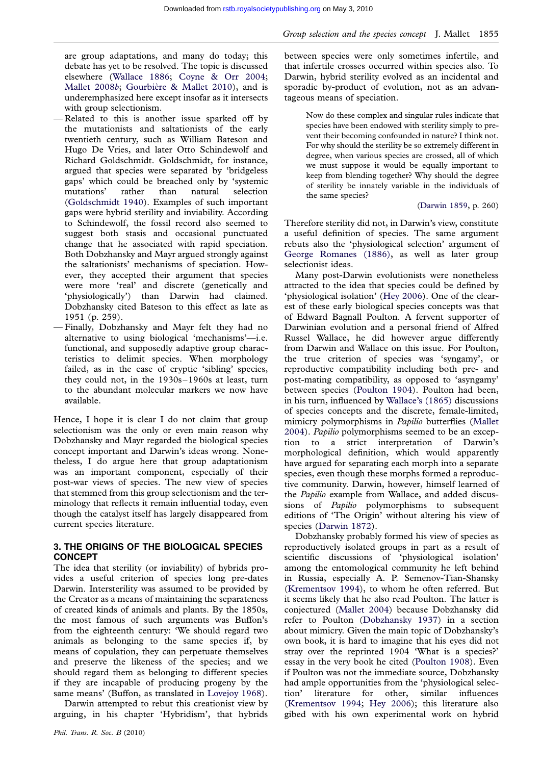are group adaptations, and many do today; this debate has yet to be resolved. The topic is discussed elsewhere (Wallace 1886; Coyne & Orr 2004; Mallet 2008*b*; Gourbière & Mallet 2010), and is underemphasized here except insofar as it intersects with group selectionism.

- Related to this is another issue sparked off by the mutationists and saltationists of the early twentieth century, such as William Bateson and Hugo De Vries, and later Otto Schindewolf and Richard Goldschmidt. Goldschmidt, for instance, argued that species were separated by 'bridgeless gaps' which could be breached only by 'systemic mutations' rather than natural selection (Goldschmidt 1940). Examples of such important gaps were hybrid sterility and inviability. According to Schindewolf, the fossil record also seemed to suggest both stasis and occasional punctuated change that he associated with rapid speciation. Both Dobzhansky and Mayr argued strongly against the saltationists' mechanisms of speciation. However, they accepted their argument that species were more 'real' and discrete (genetically and 'physiologically') than Darwin had claimed. Dobzhansky cited Bateson to this effect as late as 1951 (p. 259).
- Finally, Dobzhansky and Mayr felt they had no alternative to using biological 'mechanisms'—i.e. functional, and supposedly adaptive group characteristics to delimit species. When morphology failed, as in the case of cryptic 'sibling' species, they could not, in the 1930s–1960s at least, turn to the abundant molecular markers we now have available.

Hence, I hope it is clear I do not claim that group selectionism was the only or even main reason why Dobzhansky and Mayr regarded the biological species concept important and Darwin's ideas wrong. Nonetheless, I do argue here that group adaptationism was an important component, especially of their post-war views of species. The new view of species that stemmed from this group selectionism and the terminology that reflects it remain influential today, even though the catalyst itself has largely disappeared from current species literature.

## 3. THE ORIGINS OF THE BIOLOGICAL SPECIES CONCEPT

The idea that sterility (or inviability) of hybrids provides a useful criterion of species long pre-dates Darwin. Intersterility was assumed to be provided by the Creator as a means of maintaining the separateness of created kinds of animals and plants. By the 1850s, the most famous of such arguments was Buffon's from the eighteenth century: 'We should regard two animals as belonging to the same species if, by means of copulation, they can perpetuate themselves and preserve the likeness of the species; and we should regard them as belonging to different species if they are incapable of producing progeny by the same means' (Buffon, as translated in Lovejoy 1968).

Darwin attempted to rebut this creationist view by arguing, in his chapter 'Hybridism', that hybrids between species were only sometimes infertile, and that infertile crosses occurred within species also. To Darwin, hybrid sterility evolved as an incidental and sporadic by-product of evolution, not as an advantageous means of speciation.

> Now do these complex and singular rules indicate that species have been endowed with sterility simply to prevent their becoming confounded in nature? I think not. For why should the sterility be so extremely different in degree, when various species are crossed, all of which we must suppose it would be equally important to keep from blending together? Why should the degree of sterility be innately variable in the individuals of the same species?
>
> (Darwin 1859, p. 260)

Therefore sterility did not, in Darwin's view, constitute a useful definition of species. The same argument rebuts also the 'physiological selection' argument of George Romanes (1886), as well as later group selectionist ideas.

Many post-Darwin evolutionists were nonetheless attracted to the idea that species could be defined by 'physiological isolation' (Hey 2006). One of the clearest of these early biological species concepts was that of Edward Bagnall Poulton. A fervent supporter of Darwinian evolution and a personal friend of Alfred Russel Wallace, he did however argue differently from Darwin and Wallace on this issue. For Poulton, the true criterion of species was 'syngamy', or reproductive compatibility including both pre- and post-mating compatibility, as opposed to 'asyngamy' between species (Poulton 1904). Poulton had been, in his turn, influenced by Wallace's (1865) discussions of species concepts and the discrete, female-limited, mimicry polymorphisms in *Papilio* butterflies (Mallet 2004). *Papilio* polymorphisms seemed to be an exception to a strict interpretation of Darwin's morphological definition, which would apparently have argued for separating each morph into a separate species, even though these morphs formed a reproductive community. Darwin, however, himself learned of the *Papilio* example from Wallace, and added discussions of *Papilio* polymorphisms to subsequent editions of 'The Origin' without altering his view of species (Darwin 1872).

Dobzhansky probably formed his view of species as reproductively isolated groups in part as a result of scientific discussions of 'physiological isolation' among the entomological community he left behind in Russia, especially A. P. Semenov-Tian-Shansky (Krementsov 1994), to whom he often referred. But it seems likely that he also read Poulton. The latter is conjectured (Mallet 2004) because Dobzhansky did refer to Poulton (Dobzhansky 1937) in a section about mimicry. Given the main topic of Dobzhansky's own book, it is hard to imagine that his eyes did not stray over the reprinted 1904 'What is a species?' essay in the very book he cited (Poulton 1908). Even if Poulton was not the immediate source, Dobzhansky had ample opportunities from the 'physiological selection' literature for other, similar influences (Krementsov 1994; Hey 2006); this literature also gibed with his own experimental work on hybrid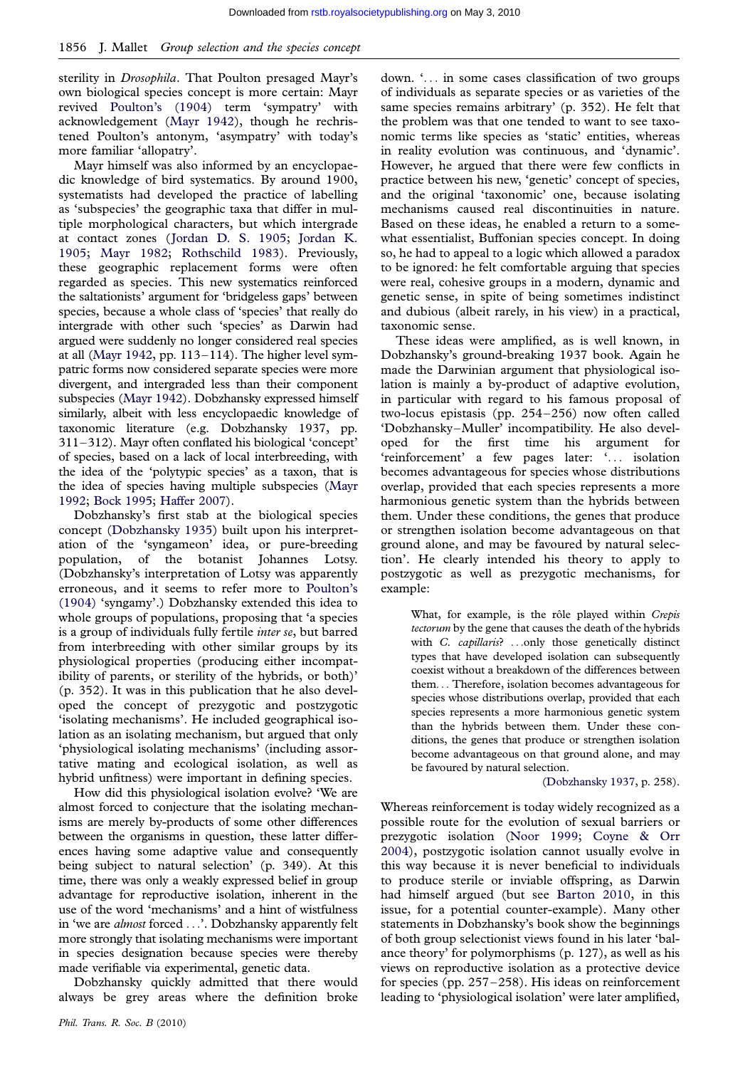sterility in *Drosophila*. That Poulton presaged Mayr's own biological species concept is more certain: Mayr revived Poulton's (1904) term 'sympatry' with acknowledgement (Mayr 1942), though he rechristened Poulton's antonym, 'asympatry' with today's more familiar 'allopatry'.

Mayr himself was also informed by an encyclopaedic knowledge of bird systematics. By around 1900, systematists had developed the practice of labelling as 'subspecies' the geographic taxa that differ in multiple morphological characters, but which intergrade at contact zones (Jordan D. S. 1905; Jordan K. 1905; Mayr 1982; Rothschild 1983). Previously, these geographic replacement forms were often regarded as species. This new systematics reinforced the saltationists' argument for 'bridgeless gaps' between species, because a whole class of 'species' that really do intergrade with other such 'species' as Darwin had argued were suddenly no longer considered real species at all (Mayr 1942, pp. 113–114). The higher level sympatric forms now considered separate species were more divergent, and intergraded less than their component subspecies (Mayr 1942). Dobzhansky expressed himself similarly, albeit with less encyclopaedic knowledge of taxonomic literature (e.g. Dobzhansky 1937, pp. 311–312). Mayr often conflated his biological 'concept' of species, based on a lack of local interbreeding, with the idea of the 'polytypic species' as a taxon, that is the idea of species having multiple subspecies (Mayr 1992; Bock 1995; Haffer 2007).

Dobzhansky's first stab at the biological species concept (Dobzhansky 1935) built upon his interpretation of the 'syngameon' idea, or pure-breeding population, of the botanist Johannes Lotsy. (Dobzhansky's interpretation of Lotsy was apparently erroneous, and it seems to refer more to Poulton's (1904) 'syngamy'.) Dobzhansky extended this idea to whole groups of populations, proposing that 'a species is a group of individuals fully fertile *inter se*, but barred from interbreeding with other similar groups by its physiological properties (producing either incompatibility of parents, or sterility of the hybrids, or both)' (p. 352). It was in this publication that he also developed the concept of prezygotic and postzygotic 'isolating mechanisms'. He included geographical isolation as an isolating mechanism, but argued that only 'physiological isolating mechanisms' (including assortative mating and ecological isolation, as well as hybrid unfitness) were important in defining species.

How did this physiological isolation evolve? 'We are almost forced to conjecture that the isolating mechanisms are merely by-products of some other differences between the organisms in question, these latter differences having some adaptive value and consequently being subject to natural selection' (p. 349). At this time, there was only a weakly expressed belief in group advantage for reproductive isolation, inherent in the use of the word 'mechanisms' and a hint of wistfulness in 'we are *almost* forced . . .'. Dobzhansky apparently felt more strongly that isolating mechanisms were important in species designation because species were thereby made verifiable via experimental, genetic data.

Dobzhansky quickly admitted that there would always be grey areas where the definition broke down. '. . . in some cases classification of two groups of individuals as separate species or as varieties of the same species remains arbitrary' (p. 352). He felt that the problem was that one tended to want to see taxonomic terms like species as 'static' entities, whereas in reality evolution was continuous, and 'dynamic'. However, he argued that there were few conflicts in practice between his new, 'genetic' concept of species, and the original 'taxonomic' one, because isolating mechanisms caused real discontinuities in nature. Based on these ideas, he enabled a return to a somewhat essentialist, Buffonian species concept. In doing so, he had to appeal to a logic which allowed a paradox to be ignored: he felt comfortable arguing that species were real, cohesive groups in a modern, dynamic and genetic sense, in spite of being sometimes indistinct and dubious (albeit rarely, in his view) in a practical, taxonomic sense.

These ideas were amplified, as is well known, in Dobzhansky's ground-breaking 1937 book. Again he made the Darwinian argument that physiological isolation is mainly a by-product of adaptive evolution, in particular with regard to his famous proposal of two-locus epistasis (pp. 254–256) now often called 'Dobzhansky–Muller' incompatibility. He also developed for the first time his argument for 'reinforcement' a few pages later: '. . . isolation becomes advantageous for species whose distributions overlap, provided that each species represents a more harmonious genetic system than the hybrids between them. Under these conditions, the genes that produce or strengthen isolation become advantageous on that ground alone, and may be favoured by natural selection'. He clearly intended his theory to apply to postzygotic as well as prezygotic mechanisms, for example:

> What, for example, is the rôle played within *Crepis tectorum* by the gene that causes the death of the hybrids with *C. capillaris*? . . .only those genetically distinct types that have developed isolation can subsequently coexist without a breakdown of the differences between them. . . Therefore, isolation becomes advantageous for species whose distributions overlap, provided that each species represents a more harmonious genetic system than the hybrids between them. Under these conditions, the genes that produce or strengthen isolation become advantageous on that ground alone, and may be favoured by natural selection.
>
> (Dobzhansky 1937, p. 258).

Whereas reinforcement is today widely recognized as a possible route for the evolution of sexual barriers or prezygotic isolation (Noor 1999; Coyne & Orr 2004), postzygotic isolation cannot usually evolve in this way because it is never beneficial to individuals to produce sterile or inviable offspring, as Darwin had himself argued (but see Barton 2010, in this issue, for a potential counter-example). Many other statements in Dobzhansky's book show the beginnings of both group selectionist views found in his later 'balance theory' for polymorphisms (p. 127), as well as his views on reproductive isolation as a protective device for species (pp. 257–258). His ideas on reinforcement leading to 'physiological isolation' were later amplified,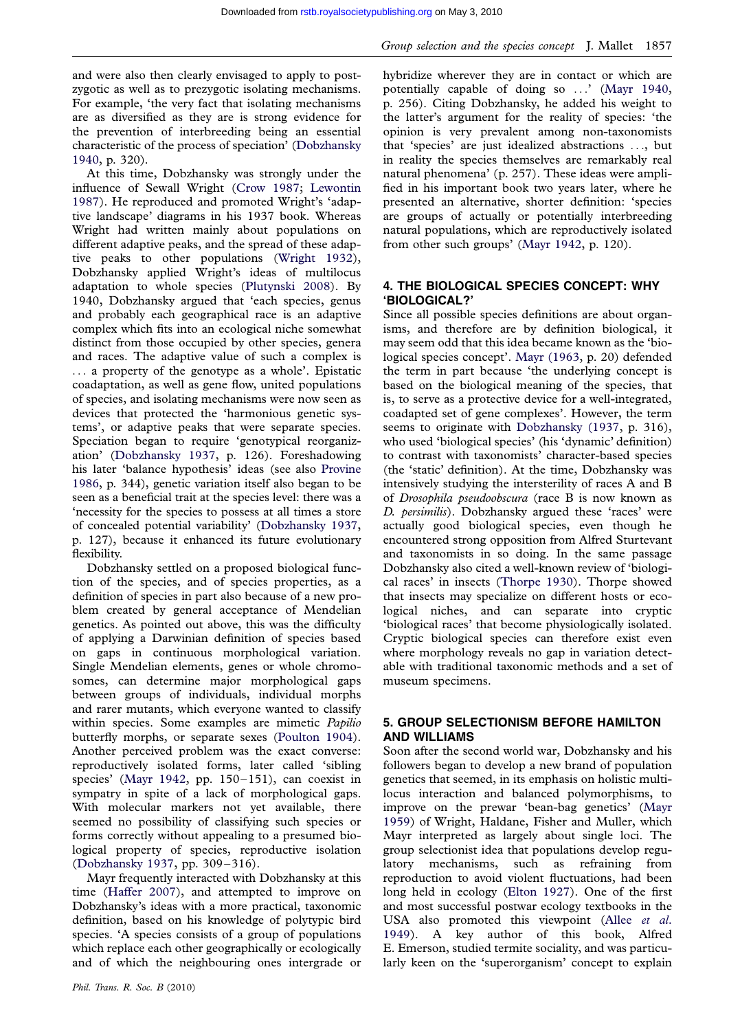and were also then clearly envisaged to apply to post-zygotic as well as to prezygotic isolating mechanisms. For example, 'the very fact that isolating mechanisms are as diversified as they are is strong evidence for the prevention of interbreeding being an essential characteristic of the process of speciation' (Dobzhansky 1940, p. 320).

At this time, Dobzhansky was strongly under the influence of Sewall Wright (Crow 1987; Lewontin 1987). He reproduced and promoted Wright's 'adaptive landscape' diagrams in his 1937 book. Whereas Wright had written mainly about populations on different adaptive peaks, and the spread of these adaptive peaks to other populations (Wright 1932), Dobzhansky applied Wright's ideas of multilocus adaptation to whole species (Plutynski 2008). By 1940, Dobzhansky argued that 'each species, genus and probably each geographical race is an adaptive complex which fits into an ecological niche somewhat distinct from those occupied by other species, genera and races. The adaptive value of such a complex is ... a property of the genotype as a whole'. Epistatic coadaptation, as well as gene flow, united populations of species, and isolating mechanisms were now seen as devices that protected the 'harmonious genetic systems', or adaptive peaks that were separate species. Speciation began to require 'genotypical reorganization' (Dobzhansky 1937, p. 126). Foreshadowing his later 'balance hypothesis' ideas (see also Provine 1986, p. 344), genetic variation itself also began to be seen as a beneficial trait at the species level: there was a 'necessity for the species to possess at all times a store of concealed potential variability' (Dobzhansky 1937, p. 127), because it enhanced its future evolutionary flexibility.

Dobzhansky settled on a proposed biological function of the species, and of species properties, as a definition of species in part also because of a new problem created by general acceptance of Mendelian genetics. As pointed out above, this was the difficulty of applying a Darwinian definition of species based on gaps in continuous morphological variation. Single Mendelian elements, genes or whole chromosomes, can determine major morphological gaps between groups of individuals, individual morphs and rarer mutants, which everyone wanted to classify within species. Some examples are mimetic *Papilio* butterfly morphs, or separate sexes (Poulton 1904). Another perceived problem was the exact converse: reproductively isolated forms, later called 'sibling species' (Mayr 1942, pp. 150–151), can coexist in sympatry in spite of a lack of morphological gaps. With molecular markers not yet available, there seemed no possibility of classifying such species or forms correctly without appealing to a presumed biological property of species, reproductive isolation (Dobzhansky 1937, pp. 309–316).

Mayr frequently interacted with Dobzhansky at this time (Haffer 2007), and attempted to improve on Dobzhansky's ideas with a more practical, taxonomic definition, based on his knowledge of polytypic bird species. 'A species consists of a group of populations which replace each other geographically or ecologically and of which the neighbouring ones intergrade or hybridize wherever they are in contact or which are potentially capable of doing so ...' (Mayr 1940, p. 256). Citing Dobzhansky, he added his weight to the latter's argument for the reality of species: 'the opinion is very prevalent among non-taxonomists that 'species' are just idealized abstractions ..., but in reality the species themselves are remarkably real natural phenomena' (p. 257). These ideas were amplified in his important book two years later, where he presented an alternative, shorter definition: 'species are groups of actually or potentially interbreeding natural populations, which are reproductively isolated from other such groups' (Mayr 1942, p. 120).

## 4. THE BIOLOGICAL SPECIES CONCEPT: WHY 'BIOLOGICAL?'

Since all possible species definitions are about organisms, and therefore are by definition biological, it may seem odd that this idea became known as the 'biological species concept'. Mayr (1963, p. 20) defended the term in part because 'the underlying concept is based on the biological meaning of the species, that is, to serve as a protective device for a well-integrated, coadapted set of gene complexes'. However, the term seems to originate with Dobzhansky (1937, p. 316), who used 'biological species' (his 'dynamic' definition) to contrast with taxonomists' character-based species (the 'static' definition). At the time, Dobzhansky was intensively studying the intersterility of races A and B of *Drosophila pseudoobscura* (race B is now known as *D. persimilis*). Dobzhansky argued these 'races' were actually good biological species, even though he encountered strong opposition from Alfred Sturtevant and taxonomists in so doing. In the same passage Dobzhansky also cited a well-known review of 'biological races' in insects (Thorpe 1930). Thorpe showed that insects may specialize on different hosts or ecological niches, and can separate into cryptic 'biological races' that become physiologically isolated. Cryptic biological species can therefore exist even where morphology reveals no gap in variation detectable with traditional taxonomic methods and a set of museum specimens.

## 5. GROUP SELECTIONISM BEFORE HAMILTON AND WILLIAMS

Soon after the second world war, Dobzhansky and his followers began to develop a new brand of population genetics that seemed, in its emphasis on holistic multilocus interaction and balanced polymorphisms, to improve on the prewar 'bean-bag genetics' (Mayr 1959) of Wright, Haldane, Fisher and Muller, which Mayr interpreted as largely about single loci. The group selectionist idea that populations develop regulatory mechanisms, such as refraining from reproduction to avoid violent fluctuations, had been long held in ecology (Elton 1927). One of the first and most successful postwar ecology textbooks in the USA also promoted this viewpoint (Allee *et al.* 1949). A key author of this book, Alfred E. Emerson, studied termite sociality, and was particularly keen on the 'superorganism' concept to explain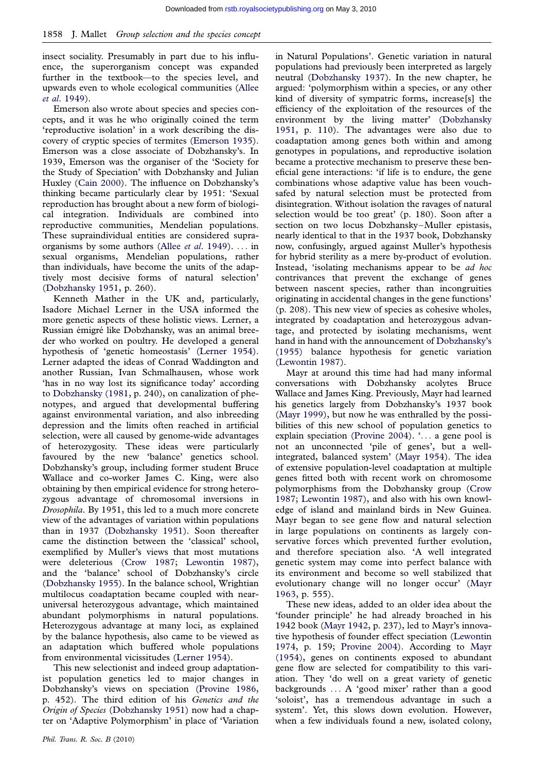insect sociality. Presumably in part due to his influence, the superorganism concept was expanded further in the textbook—to the species level, and upwards even to whole ecological communities (Allee *et al.* 1949).

Emerson also wrote about species and species concepts, and it was he who originally coined the term 'reproductive isolation' in a work describing the discovery of cryptic species of termites (Emerson 1935). Emerson was a close associate of Dobzhansky's. In 1939, Emerson was the organiser of the 'Society for the Study of Speciation' with Dobzhansky and Julian Huxley (Cain 2000). The influence on Dobzhansky's thinking became particularly clear by 1951: 'Sexual reproduction has brought about a new form of biological integration. Individuals are combined into reproductive communities, Mendelian populations. These supraindividual entities are considered supra-organisms by some authors (Allee *et al.* 1949). ... in sexual organisms, Mendelian populations, rather than individuals, have become the units of the adaptively most decisive forms of natural selection' (Dobzhansky 1951, p. 260).

Kenneth Mather in the UK and, particularly, Isadore Michael Lerner in the USA informed the more genetic aspects of these holistic views. Lerner, a Russian émigré like Dobzhansky, was an animal breeder who worked on poultry. He developed a general hypothesis of 'genetic homeostasis' (Lerner 1954). Lerner adapted the ideas of Conrad Waddington and another Russian, Ivan Schmalhausen, whose work 'has in no way lost its significance today' according to Dobzhansky (1981, p. 240), on canalization of phenotypes, and argued that developmental buffering against environmental variation, and also inbreeding depression and the limits often reached in artificial selection, were all caused by genome-wide advantages of heterozygosity. These ideas were particularly favoured by the new 'balance' genetics school. Dobzhansky's group, including former student Bruce Wallace and co-worker James C. King, were also obtaining by then empirical evidence for strong heterozygous advantage of chromosomal inversions in *Drosophila*. By 1951, this led to a much more concrete view of the advantages of variation within populations than in 1937 (Dobzhansky 1951). Soon thereafter came the distinction between the 'classical' school, exemplified by Muller's views that most mutations were deleterious (Crow 1987; Lewontin 1987), and the 'balance' school of Dobzhansky's circle (Dobzhansky 1955). In the balance school, Wrightian multilocus coadaptation became coupled with near-universal heterozygous advantage, which maintained abundant polymorphisms in natural populations. Heterozygous advantage at many loci, as explained by the balance hypothesis, also came to be viewed as an adaptation which buffered whole populations from environmental vicissitudes (Lerner 1954).

This new selectionist and indeed group adaptationist population genetics led to major changes in Dobzhansky's views on speciation (Provine 1986, p. 452). The third edition of his *Genetics and the Origin of Species* (Dobzhansky 1951) now had a chapter on 'Adaptive Polymorphism' in place of 'Variation in Natural Populations'. Genetic variation in natural populations had previously been interpreted as largely neutral (Dobzhansky 1937). In the new chapter, he argued: 'polymorphism within a species, or any other kind of diversity of sympatric forms, increase[s] the efficiency of the exploitation of the resources of the environment by the living matter' (Dobzhansky 1951, p. 110). The advantages were also due to coadaptation among genes both within and among genotypes in populations, and reproductive isolation became a protective mechanism to preserve these beneficial gene interactions: 'if life is to endure, the gene combinations whose adaptive value has been vouchsafed by natural selection must be protected from disintegration. Without isolation the ravages of natural selection would be too great' (p. 180). Soon after a section on two locus Dobzhansky–Muller epistasis, nearly identical to that in the 1937 book, Dobzhansky now, confusingly, argued against Muller's hypothesis for hybrid sterility as a mere by-product of evolution. Instead, 'isolating mechanisms appear to be *ad hoc* contrivances that prevent the exchange of genes between nascent species, rather than incongruities originating in accidental changes in the gene functions' (p. 208). This new view of species as cohesive wholes, integrated by coadaptation and heterozygous advantage, and protected by isolating mechanisms, went hand in hand with the announcement of Dobzhansky's (1955) balance hypothesis for genetic variation (Lewontin 1987).

Mayr at around this time had had many informal conversations with Dobzhansky acolytes Bruce Wallace and James King. Previously, Mayr had learned his genetics largely from Dobzhansky's 1937 book (Mayr 1999), but now he was enthralled by the possibilities of this new school of population genetics to explain speciation (Provine 2004). '... a gene pool is not an unconnected 'pile of genes', but a well-integrated, balanced system' (Mayr 1954). The idea of extensive population-level coadaptation at multiple genes fitted both with recent work on chromosome polymorphisms from the Dobzhansky group (Crow 1987; Lewontin 1987), and also with his own knowledge of island and mainland birds in New Guinea. Mayr began to see gene flow and natural selection in large populations on continents as largely conservative forces which prevented further evolution, and therefore speciation also. 'A well integrated genetic system may come into perfect balance with its environment and become so well stabilized that evolutionary change will no longer occur' (Mayr 1963, p. 555).

These new ideas, added to an older idea about the 'founder principle' he had already broached in his 1942 book (Mayr 1942, p. 237), led to Mayr's innovative hypothesis of founder effect speciation (Lewontin 1974, p. 159; Provine 2004). According to Mayr (1954), genes on continents exposed to abundant gene flow are selected for compatibility to this variation. They 'do well on a great variety of genetic backgrounds ... A 'good mixer' rather than a good 'soloist', has a tremendous advantage in such a system'. Yet, this slows down evolution. However, when a few individuals found a new, isolated colony,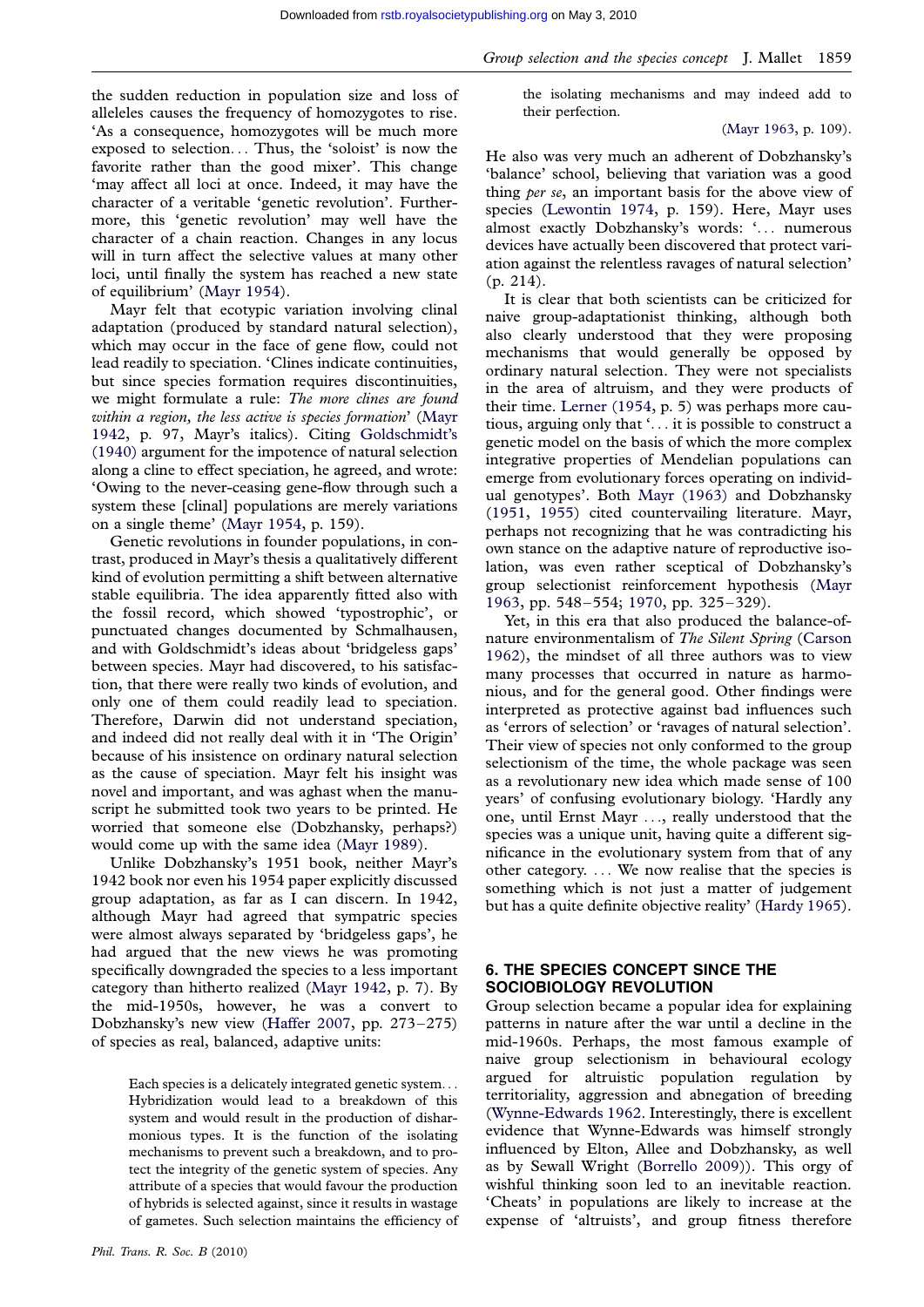the sudden reduction in population size and loss of alleleles causes the frequency of homozygotes to rise. 'As a consequence, homozygotes will be much more exposed to selection… Thus, the 'soloist' is now the favorite rather than the good mixer'. This change 'may affect all loci at once. Indeed, it may have the character of a veritable 'genetic revolution'. Furthermore, this 'genetic revolution' may well have the character of a chain reaction. Changes in any locus will in turn affect the selective values at many other loci, until finally the system has reached a new state of equilibrium' (Mayr 1954).

Mayr felt that ecotypic variation involving clinal adaptation (produced by standard natural selection), which may occur in the face of gene flow, could not lead readily to speciation. 'Clines indicate continuities, but since species formation requires discontinuities, we might formulate a rule: *The more clines are found within a region, the less active is species formation*' (Mayr 1942, p. 97, Mayr's italics). Citing Goldschmidt's (1940) argument for the impotence of natural selection along a cline to effect speciation, he agreed, and wrote: 'Owing to the never-ceasing gene-flow through such a system these [clinal] populations are merely variations on a single theme' (Mayr 1954, p. 159).

Genetic revolutions in founder populations, in contrast, produced in Mayr's thesis a qualitatively different kind of evolution permitting a shift between alternative stable equilibria. The idea apparently fitted also with the fossil record, which showed 'typostrophic', or punctuated changes documented by Schmalhausen, and with Goldschmidt's ideas about 'bridgeless gaps' between species. Mayr had discovered, to his satisfaction, that there were really two kinds of evolution, and only one of them could readily lead to speciation. Therefore, Darwin did not understand speciation, and indeed did not really deal with it in 'The Origin' because of his insistence on ordinary natural selection as the cause of speciation. Mayr felt his insight was novel and important, and was aghast when the manuscript he submitted took two years to be printed. He worried that someone else (Dobzhansky, perhaps?) would come up with the same idea (Mayr 1989).

Unlike Dobzhansky's 1951 book, neither Mayr's 1942 book nor even his 1954 paper explicitly discussed group adaptation, as far as I can discern. In 1942, although Mayr had agreed that sympatric species were almost always separated by 'bridgeless gaps', he had argued that the new views he was promoting specifically downgraded the species to a less important category than hitherto realized (Mayr 1942, p. 7). By the mid-1950s, however, he was a convert to Dobzhansky's new view (Haffer 2007, pp. 273–275) of species as real, balanced, adaptive units:

> Each species is a delicately integrated genetic system… Hybridization would lead to a breakdown of this system and would result in the production of disharmonious types. It is the function of the isolating mechanisms to prevent such a breakdown, and to protect the integrity of the genetic system of species. Any attribute of a species that would favour the production of hybrids is selected against, since it results in wastage of gametes. Such selection maintains the efficiency of the isolating mechanisms and may indeed add to their perfection.
>
> (Mayr 1963, p. 109).

He also was very much an adherent of Dobzhansky's 'balance' school, believing that variation was a good thing *per se*, an important basis for the above view of species (Lewontin 1974, p. 159). Here, Mayr uses almost exactly Dobzhansky's words: '… numerous devices have actually been discovered that protect variation against the relentless ravages of natural selection' (p. 214).

It is clear that both scientists can be criticized for naive group-adaptationist thinking, although both also clearly understood that they were proposing mechanisms that would generally be opposed by ordinary natural selection. They were not specialists in the area of altruism, and they were products of their time. Lerner (1954, p. 5) was perhaps more cautious, arguing only that '… it is possible to construct a genetic model on the basis of which the more complex integrative properties of Mendelian populations can emerge from evolutionary forces operating on individual genotypes'. Both Mayr (1963) and Dobzhansky (1951, 1955) cited countervailing literature. Mayr, perhaps not recognizing that he was contradicting his own stance on the adaptive nature of reproductive isolation, was even rather sceptical of Dobzhansky's group selectionist reinforcement hypothesis (Mayr 1963, pp. 548–554; 1970, pp. 325–329).

Yet, in this era that also produced the balance-of-nature environmentalism of *The Silent Spring* (Carson 1962), the mindset of all three authors was to view many processes that occurred in nature as harmonious, and for the general good. Other findings were interpreted as protective against bad influences such as 'errors of selection' or 'ravages of natural selection'. Their view of species not only conformed to the group selectionism of the time, the whole package was seen as a revolutionary new idea which made sense of 100 years' of confusing evolutionary biology. 'Hardly any one, until Ernst Mayr …, really understood that the species was a unique unit, having quite a different significance in the evolutionary system from that of any other category. … We now realise that the species is something which is not just a matter of judgement but has a quite definite objective reality' (Hardy 1965).

## 6. THE SPECIES CONCEPT SINCE THE SOCIOBIOLOGY REVOLUTION

Group selection became a popular idea for explaining patterns in nature after the war until a decline in the mid-1960s. Perhaps, the most famous example of naive group selectionism in behavioural ecology argued for altruistic population regulation by territoriality, aggression and abnegation of breeding (Wynne-Edwards 1962. Interestingly, there is excellent evidence that Wynne-Edwards was himself strongly influenced by Elton, Allee and Dobzhansky, as well as by Sewall Wright (Borrello 2009)). This orgy of wishful thinking soon led to an inevitable reaction. 'Cheats' in populations are likely to increase at the expense of 'altruists', and group fitness therefore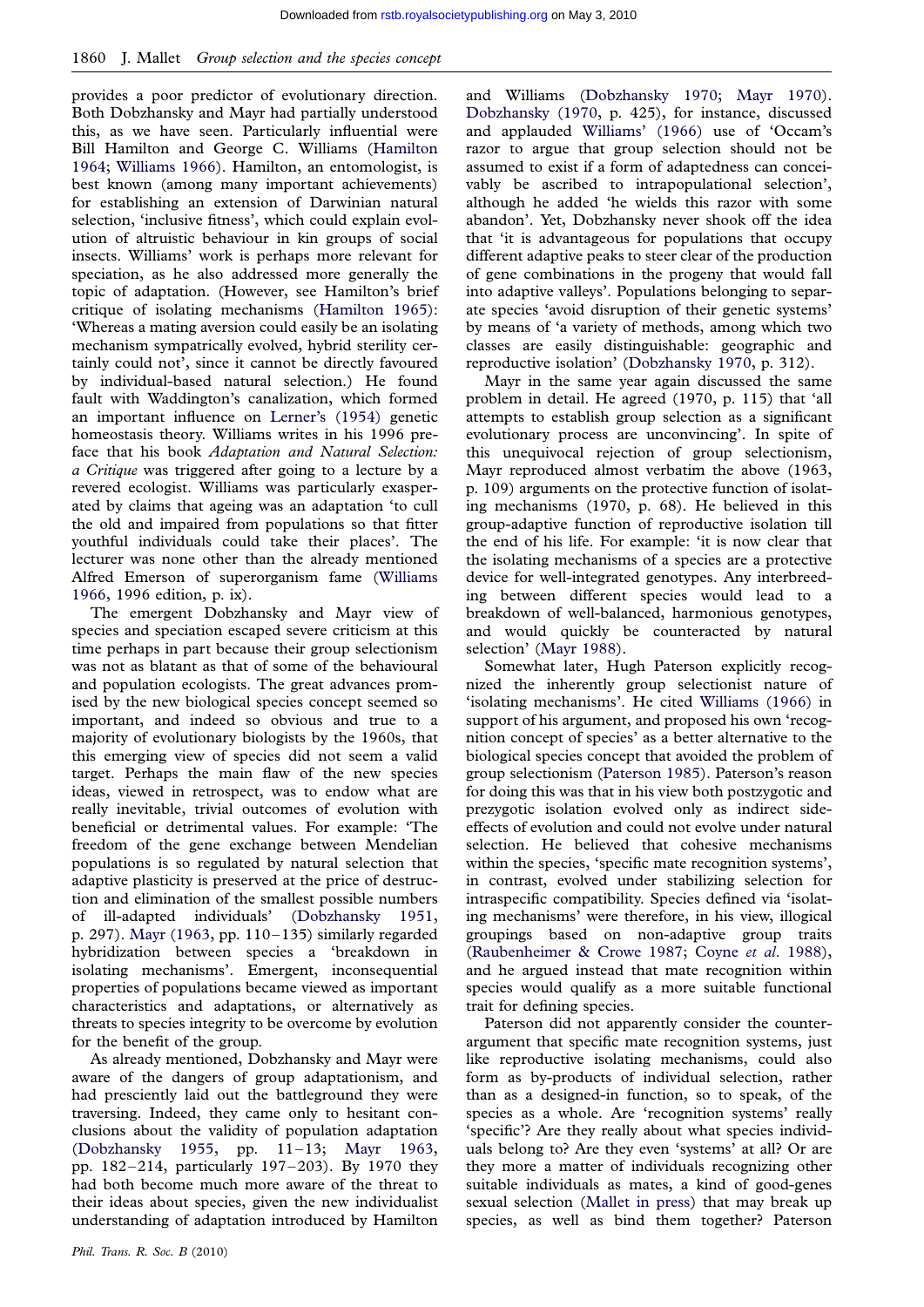provides a poor predictor of evolutionary direction. Both Dobzhansky and Mayr had partially understood this, as we have seen. Particularly influential were Bill Hamilton and George C. Williams (Hamilton 1964; Williams 1966). Hamilton, an entomologist, is best known (among many important achievements) for establishing an extension of Darwinian natural selection, 'inclusive fitness', which could explain evolution of altruistic behaviour in kin groups of social insects. Williams' work is perhaps more relevant for speciation, as he also addressed more generally the topic of adaptation. (However, see Hamilton's brief critique of isolating mechanisms (Hamilton 1965): 'Whereas a mating aversion could easily be an isolating mechanism sympatrically evolved, hybrid sterility certainly could not', since it cannot be directly favoured by individual-based natural selection.) He found fault with Waddington's canalization, which formed an important influence on Lerner's (1954) genetic homeostasis theory. Williams writes in his 1996 preface that his book *Adaptation and Natural Selection: a Critique* was triggered after going to a lecture by a revered ecologist. Williams was particularly exasperated by claims that ageing was an adaptation 'to cull the old and impaired from populations so that fitter youthful individuals could take their places'. The lecturer was none other than the already mentioned Alfred Emerson of superorganism fame (Williams 1966, 1996 edition, p. ix).

The emergent Dobzhansky and Mayr view of species and speciation escaped severe criticism at this time perhaps in part because their group selectionism was not as blatant as that of some of the behavioural and population ecologists. The great advances promised by the new biological species concept seemed so important, and indeed so obvious and true to a majority of evolutionary biologists by the 1960s, that this emerging view of species did not seem a valid target. Perhaps the main flaw of the new species ideas, viewed in retrospect, was to endow what are really inevitable, trivial outcomes of evolution with beneficial or detrimental values. For example: 'The freedom of the gene exchange between Mendelian populations is so regulated by natural selection that adaptive plasticity is preserved at the price of destruction and elimination of the smallest possible numbers of ill-adapted individuals' (Dobzhansky 1951, p. 297). Mayr (1963, pp. 110–135) similarly regarded hybridization between species a 'breakdown in isolating mechanisms'. Emergent, inconsequential properties of populations became viewed as important characteristics and adaptations, or alternatively as threats to species integrity to be overcome by evolution for the benefit of the group.

As already mentioned, Dobzhansky and Mayr were aware of the dangers of group adaptationism, and had presciently laid out the battleground they were traversing. Indeed, they came only to hesitant conclusions about the validity of population adaptation (Dobzhansky 1955, pp. 11–13; Mayr 1963, pp. 182–214, particularly 197–203). By 1970 they had both become much more aware of the threat to their ideas about species, given the new individualist understanding of adaptation introduced by Hamilton and Williams (Dobzhansky 1970; Mayr 1970). Dobzhansky (1970, p. 425), for instance, discussed and applauded Williams' (1966) use of 'Occam's razor to argue that group selection should not be assumed to exist if a form of adaptedness can conceivably be ascribed to intrapopulational selection', although he added 'he wields this razor with some abandon'. Yet, Dobzhansky never shook off the idea that 'it is advantageous for populations that occupy different adaptive peaks to steer clear of the production of gene combinations in the progeny that would fall into adaptive valleys'. Populations belonging to separate species 'avoid disruption of their genetic systems' by means of 'a variety of methods, among which two classes are easily distinguishable: geographic and reproductive isolation' (Dobzhansky 1970, p. 312).

Mayr in the same year again discussed the same problem in detail. He agreed (1970, p. 115) that 'all attempts to establish group selection as a significant evolutionary process are unconvincing'. In spite of this unequivocal rejection of group selectionism, Mayr reproduced almost verbatim the above (1963, p. 109) arguments on the protective function of isolating mechanisms (1970, p. 68). He believed in this group-adaptive function of reproductive isolation till the end of his life. For example: 'it is now clear that the isolating mechanisms of a species are a protective device for well-integrated genotypes. Any interbreeding between different species would lead to a breakdown of well-balanced, harmonious genotypes, and would quickly be counteracted by natural selection' (Mayr 1988).

Somewhat later, Hugh Paterson explicitly recognized the inherently group selectionist nature of 'isolating mechanisms'. He cited Williams (1966) in support of his argument, and proposed his own 'recognition concept of species' as a better alternative to the biological species concept that avoided the problem of group selectionism (Paterson 1985). Paterson's reason for doing this was that in his view both postzygotic and prezygotic isolation evolved only as indirect side-effects of evolution and could not evolve under natural selection. He believed that cohesive mechanisms within the species, 'specific mate recognition systems', in contrast, evolved under stabilizing selection for intraspecific compatibility. Species defined via 'isolating mechanisms' were therefore, in his view, illogical groupings based on non-adaptive group traits (Raubenheimer & Crowe 1987; Coyne *et al.* 1988), and he argued instead that mate recognition within species would qualify as a more suitable functional trait for defining species.

Paterson did not apparently consider the counter-argument that specific mate recognition systems, just like reproductive isolating mechanisms, could also form as by-products of individual selection, rather than as a designed-in function, so to speak, of the species as a whole. Are 'recognition systems' really 'specific'? Are they really about what species individuals belong to? Are they even 'systems' at all? Or are they more a matter of individuals recognizing other suitable individuals as mates, a kind of good-genes sexual selection (Mallet in press) that may break up species, as well as bind them together? Paterson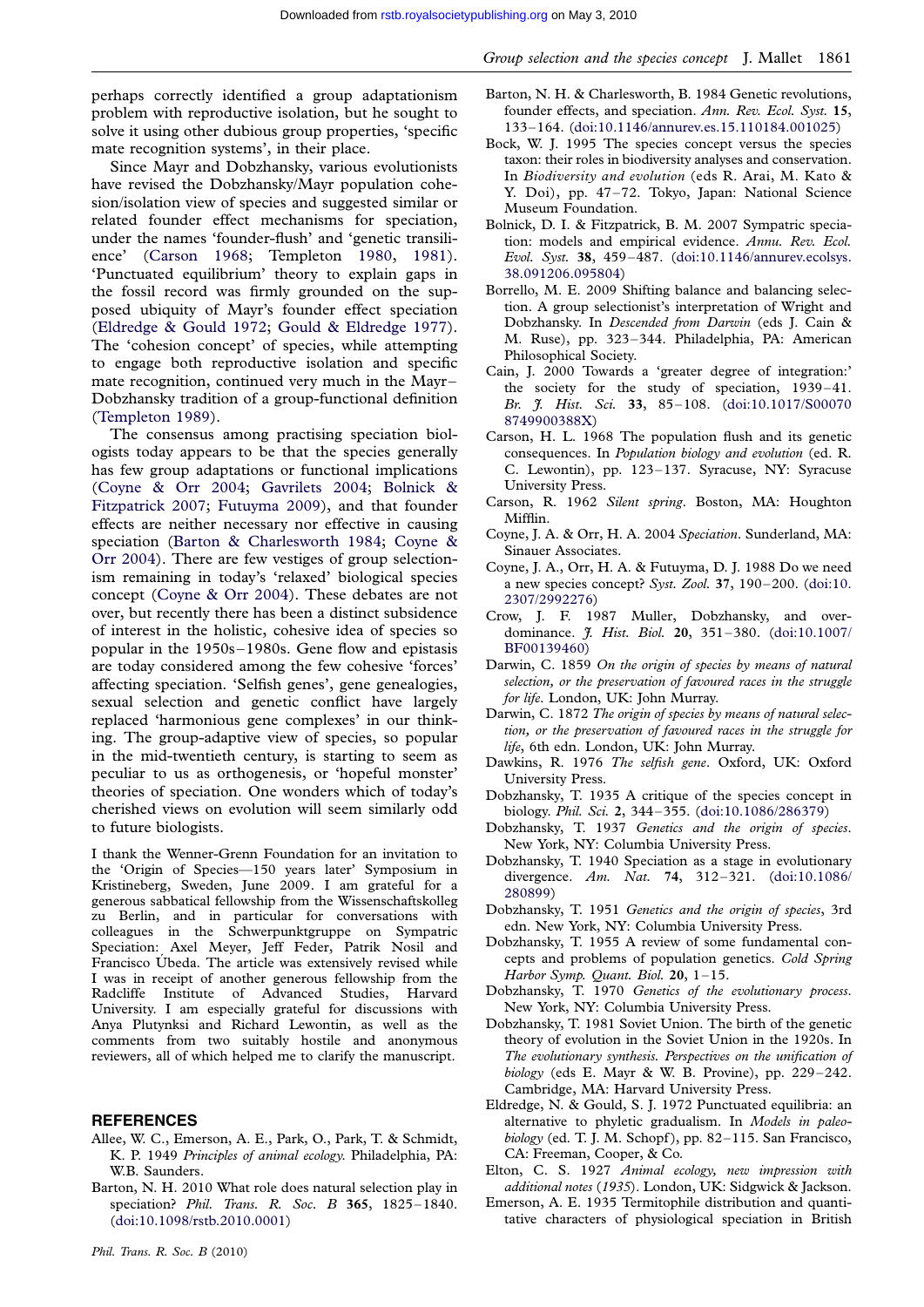perhaps correctly identified a group adaptationism problem with reproductive isolation, but he sought to solve it using other dubious group properties, 'specific mate recognition systems', in their place.

Since Mayr and Dobzhansky, various evolutionists have revised the Dobzhansky/Mayr population cohesion/isolation view of species and suggested similar or related founder effect mechanisms for speciation, under the names 'founder-flush' and 'genetic transilience' (Carson 1968; Templeton 1980, 1981). 'Punctuated equilibrium' theory to explain gaps in the fossil record was firmly grounded on the supposed ubiquity of Mayr's founder effect speciation (Eldredge & Gould 1972; Gould & Eldredge 1977). The 'cohesion concept' of species, while attempting to engage both reproductive isolation and specific mate recognition, continued very much in the Mayr–Dobzhansky tradition of a group-functional definition (Templeton 1989).

The consensus among practising speciation biologists today appears to be that the species generally has few group adaptations or functional implications (Coyne & Orr 2004; Gavrilets 2004; Bolnick & Fitzpatrick 2007; Futuyma 2009), and that founder effects are neither necessary nor effective in causing speciation (Barton & Charlesworth 1984; Coyne & Orr 2004). There are few vestiges of group selectionism remaining in today's 'relaxed' biological species concept (Coyne & Orr 2004). These debates are not over, but recently there has been a distinct subsidence of interest in the holistic, cohesive idea of species so popular in the 1950s–1980s. Gene flow and epistasis are today considered among the few cohesive 'forces' affecting speciation. 'Selfish genes', gene genealogies, sexual selection and genetic conflict have largely replaced 'harmonious gene complexes' in our thinking. The group-adaptive view of species, so popular in the mid-twentieth century, is starting to seem as peculiar to us as orthogenesis, or 'hopeful monster' theories of speciation. One wonders which of today's cherished views on evolution will seem similarly odd to future biologists.

I thank the Wenner-Grenn Foundation for an invitation to the 'Origin of Species—150 years later' Symposium in Kristineberg, Sweden, June 2009. I am grateful for a generous sabbatical fellowship from the Wissenschaftskolleg zu Berlin, and in particular for conversations with colleagues in the Schwerpunktgruppe on Sympatric Speciation: Axel Meyer, Jeff Feder, Patrik Nosil and Francisco Úbeda. The article was extensively revised while I was in receipt of another generous fellowship from the Radcliffe Institute of Advanced Studies, Harvard University. I am especially grateful for discussions with Anya Plutynksi and Richard Lewontin, as well as the comments from two suitably hostile and anonymous reviewers, all of which helped me to clarify the manuscript.

## REFERENCES

Allee, W. C., Emerson, A. E., Park, O., Park, T. & Schmidt, K. P. 1949 *Principles of animal ecology*. Philadelphia, PA: W.B. Saunders.

Barton, N. H. 2010 What role does natural selection play in speciation? *Phil. Trans. R. Soc. B* **365**, 1825–1840. (doi:10.1098/rstb.2010.0001)

Barton, N. H. & Charlesworth, B. 1984 Genetic revolutions, founder effects, and speciation. *Ann. Rev. Ecol. Syst.* **15**, 133–164. (doi:10.1146/annurev.es.15.110184.001025)

Bock, W. J. 1995 The species concept versus the species taxon: their roles in biodiversity analyses and conservation. In *Biodiversity and evolution* (eds R. Arai, M. Kato & Y. Doi), pp. 47–72. Tokyo, Japan: National Science Museum Foundation.

Bolnick, D. I. & Fitzpatrick, B. M. 2007 Sympatric speciation: models and empirical evidence. *Annu. Rev. Ecol. Evol. Syst.* **38**, 459–487. (doi:10.1146/annurev.ecolsys.38.091206.095804)

Borrello, M. E. 2009 Shifting balance and balancing selection. A group selectionist's interpretation of Wright and Dobzhansky. In *Descended from Darwin* (eds J. Cain & M. Ruse), pp. 323–344. Philadelphia, PA: American Philosophical Society.

Cain, J. 2000 Towards a 'greater degree of integration:' the society for the study of speciation, 1939–41. *Br. J. Hist. Sci.* **33**, 85–108. (doi:10.1017/S000708749900388X)

Carson, H. L. 1968 The population flush and its genetic consequences. In *Population biology and evolution* (ed. R. C. Lewontin), pp. 123–137. Syracuse, NY: Syracuse University Press.

Carson, R. 1962 *Silent spring*. Boston, MA: Houghton Mifflin.

Coyne, J. A. & Orr, H. A. 2004 *Speciation*. Sunderland, MA: Sinauer Associates.

Coyne, J. A., Orr, H. A. & Futuyma, D. J. 1988 Do we need a new species concept? *Syst. Zool.* **37**, 190–200. (doi:10.2307/2992276)

Crow, J. F. 1987 Muller, Dobzhansky, and overdominance. *J. Hist. Biol.* **20**, 351–380. (doi:10.1007/BF00139460)

Darwin, C. 1859 *On the origin of species by means of natural selection, or the preservation of favoured races in the struggle for life*. London, UK: John Murray.

Darwin, C. 1872 *The origin of species by means of natural selection, or the preservation of favoured races in the struggle for life*, 6th edn. London, UK: John Murray.

Dawkins, R. 1976 *The selfish gene*. Oxford, UK: Oxford University Press.

Dobzhansky, T. 1935 A critique of the species concept in biology. *Phil. Sci.* **2**, 344–355. (doi:10.1086/286379)

Dobzhansky, T. 1937 *Genetics and the origin of species*. New York, NY: Columbia University Press.

Dobzhansky, T. 1940 Speciation as a stage in evolutionary divergence. *Am. Nat.* **74**, 312–321. (doi:10.1086/280899)

Dobzhansky, T. 1951 *Genetics and the origin of species*, 3rd edn. New York, NY: Columbia University Press.

Dobzhansky, T. 1955 A review of some fundamental concepts and problems of population genetics. *Cold Spring Harbor Symp. Quant. Biol.* **20**, 1–15.

Dobzhansky, T. 1970 *Genetics of the evolutionary process*. New York, NY: Columbia University Press.

Dobzhansky, T. 1981 Soviet Union. The birth of the genetic theory of evolution in the Soviet Union in the 1920s. In *The evolutionary synthesis. Perspectives on the unification of biology* (eds E. Mayr & W. B. Provine), pp. 229–242. Cambridge, MA: Harvard University Press.

Eldredge, N. & Gould, S. J. 1972 Punctuated equilibria: an alternative to phyletic gradualism. In *Models in paleobiology* (ed. T. J. M. Schopf), pp. 82–115. San Francisco, CA: Freeman, Cooper, & Co.

Elton, C. S. 1927 *Animal ecology, new impression with additional notes (1935)*. London, UK: Sidgwick & Jackson.

Emerson, A. E. 1935 Termitophile distribution and quantitative characters of physiological speciation in British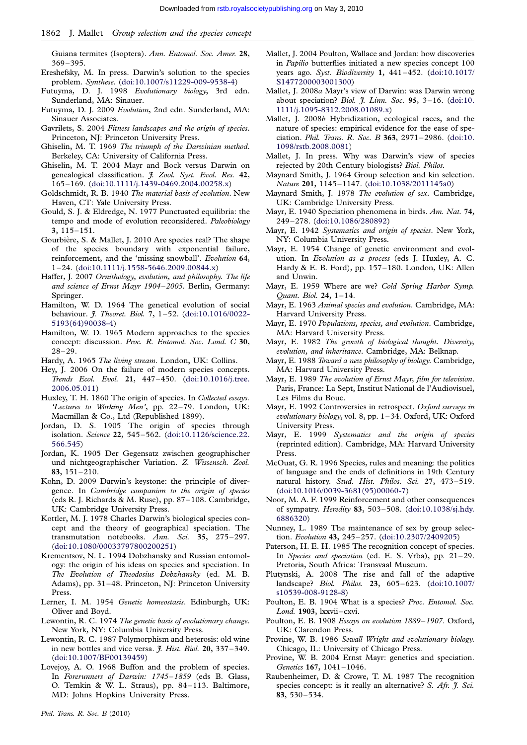Guiana termites (Isoptera). *Ann. Entomol. Soc. Amer.* **28**, 369–395.

Ereshefsky, M. In press. Darwin's solution to the species problem. *Synthese*. (doi:10.1007/s11229-009-9538-4)

Futuyma, D. J. 1998 *Evolutionary biology*, 3rd edn. Sunderland, MA: Sinauer.

Futuyma, D. J. 2009 *Evolution*, 2nd edn. Sunderland, MA: Sinauer Associates.

Gavrilets, S. 2004 *Fitness landscapes and the origin of species*. Princeton, NJ: Princeton University Press.

Ghiselin, M. T. 1969 *The triumph of the Darwinian method*. Berkeley, CA: University of California Press.

Ghiselin, M. T. 2004 Mayr and Bock versus Darwin on genealogical classification. *J. Zool. Syst. Evol. Res.* **42**, 165–169. (doi:10.1111/j.1439-0469.2004.00258.x)

Goldschmidt, R. B. 1940 *The material basis of evolution*. New Haven, CT: Yale University Press.

Gould, S. J. & Eldredge, N. 1977 Punctuated equilibria: the tempo and mode of evolution reconsidered. *Paleobiology* **3**, 115–151.

Gourbière, S. & Mallet, J. 2010 Are species real? The shape of the species boundary with exponential failure, reinforcement, and the 'missing snowball'. *Evolution* **64**, 1–24. (doi:10.1111/j.1558-5646.2009.00844.x)

Haffer, J. 2007 *Ornithology, evolution, and philosophy. The life and science of Ernst Mayr 1904–2005*. Berlin, Germany: Springer.

Hamilton, W. D. 1964 The genetical evolution of social behaviour. *J. Theoret. Biol.* **7**, 1–52. (doi:10.1016/0022-5193(64)90038-4)

Hamilton, W. D. 1965 Modern approaches to the species concept: discussion. *Proc. R. Entomol. Soc. Lond. C* **30**, 28–29.

Hardy, A. 1965 *The living stream*. London, UK: Collins.

Hey, J. 2006 On the failure of modern species concepts. *Trends Ecol. Evol.* **21**, 447–450. (doi:10.1016/j.tree.2006.05.011)

Huxley, T. H. 1860 The origin of species. In *Collected essays. 'Lectures to Working Men'*, pp. 22–79. London, UK: Macmillan & Co., Ltd (Republished 1899).

Jordan, D. S. 1905 The origin of species through isolation. *Science* **22**, 545–562. (doi:10.1126/science.22.566.545)

Jordan, K. 1905 Der Gegensatz zwischen geographischer und nichtgeographischer Variation. *Z. Wissensch. Zool.* **83**, 151–210.

Kohn, D. 2009 Darwin's keystone: the principle of divergence. In *Cambridge companion to the origin of species* (eds R. J. Richards & M. Ruse), pp. 87–108. Cambridge, UK: Cambridge University Press.

Kottler, M. J. 1978 Charles Darwin's biological species concept and the theory of geographical speciation. The transmutation notebooks. *Ann. Sci.* **35**, 275–297. (doi:10.1080/00033797800200251)

Krementsov, N. L. 1994 Dobzhansky and Russian entomology: the origin of his ideas on species and speciation. In *The Evolution of Theodosius Dobzhansky* (ed. M. B. Adams), pp. 31–48. Princeton, NJ: Princeton University Press.

Lerner, I. M. 1954 *Genetic homeostasis*. Edinburgh, UK: Oliver and Boyd.

Lewontin, R. C. 1974 *The genetic basis of evolutionary change*. New York, NY: Columbia University Press.

Lewontin, R. C. 1987 Polymorphism and heterosis: old wine in new bottles and vice versa. *J. Hist. Biol.* **20**, 337–349. (doi:10.1007/BF00139459)

Lovejoy, A. O. 1968 Buffon and the problem of species. In *Forerunners of Darwin: 1745–1859* (eds B. Glass, O. Temkin & W. L. Straus), pp. 84–113. Baltimore, MD: Johns Hopkins University Press.

Mallet, J. 2004 Poulton, Wallace and Jordan: how discoveries in *Papilio* butterflies initiated a new species concept 100 years ago. *Syst. Biodiversity* **1**, 441–452. (doi:10.1017/S1477200003001300)

Mallet, J. 2008*a* Mayr's view of Darwin: was Darwin wrong about speciation? *Biol. J. Linn. Soc.* **95**, 3–16. (doi:10.1111/j.1095-8312.2008.01089.x)

Mallet, J. 2008*b* Hybridization, ecological races, and the nature of species: empirical evidence for the ease of speciation. *Phil. Trans. R. Soc. B* **363**, 2971–2986. (doi:10.1098/rstb.2008.0081)

Mallet, J. In press. Why was Darwin's view of species rejected by 20th Century biologists? *Biol. Philos.*

Maynard Smith, J. 1964 Group selection and kin selection. *Nature* **201**, 1145–1147. (doi:10.1038/2011145a0)

Maynard Smith, J. 1978 *The evolution of sex*. Cambridge, UK: Cambridge University Press.

Mayr, E. 1940 Speciation phenomena in birds. *Am. Nat.* **74**, 249–278. (doi:10.1086/280892)

Mayr, E. 1942 *Systematics and origin of species*. New York, NY: Columbia University Press.

Mayr, E. 1954 Change of genetic environment and evolution. In *Evolution as a process* (eds J. Huxley, A. C. Hardy & E. B. Ford), pp. 157–180. London, UK: Allen and Unwin.

Mayr, E. 1959 Where are we? *Cold Spring Harbor Symp. Quant. Biol.* **24**, 1–14.

Mayr, E. 1963 *Animal species and evolution*. Cambridge, MA: Harvard University Press.

Mayr, E. 1970 *Populations, species, and evolution*. Cambridge, MA: Harvard University Press.

Mayr, E. 1982 *The growth of biological thought. Diversity, evolution, and inheritance*. Cambridge, MA: Belknap.

Mayr, E. 1988 *Toward a new philosophy of biology*. Cambridge, MA: Harvard University Press.

Mayr, E. 1989 *The evolution of Ernst Mayr, film for television*. Paris, France: La Sept, Institut National de l'Audiovisuel, Les Films du Bouc.

Mayr, E. 1992 Controversies in retrospect. *Oxford surveys in evolutionary biology*, vol. 8, pp. 1–34. Oxford, UK: Oxford University Press.

Mayr, E. 1999 *Systematics and the origin of species* (reprinted edition). Cambridge, MA: Harvard University Press.

McOuat, G. R. 1996 Species, rules and meaning: the politics of language and the ends of definitions in 19th Century natural history. *Stud. Hist. Philos. Sci.* **27**, 473–519. (doi:10.1016/0039-3681(95)00060-7)

Noor, M. A. F. 1999 Reinforcement and other consequences of sympatry. *Heredity* **83**, 503–508. (doi:10.1038/sj.hdy.6886320)

Nunney, L. 1989 The maintenance of sex by group selection. *Evolution* **43**, 245–257. (doi:10.2307/2409205)

Paterson, H. E. H. 1985 The recognition concept of species. In *Species and speciation* (ed. E. S. Vrba), pp. 21–29. Pretoria, South Africa: Transvaal Museum.

Plutynski, A. 2008 The rise and fall of the adaptive landscape? *Biol. Philos.* **23**, 605–623. (doi:10.1007/s10539-008-9128-8)

Poulton, E. B. 1904 What is a species? *Proc. Entomol. Soc. Lond.* **1903**, lxxvii–cxvi.

Poulton, E. B. 1908 *Essays on evolution 1889–1907*. Oxford, UK: Clarendon Press.

Provine, W. B. 1986 *Sewall Wright and evolutionary biology*. Chicago, IL: University of Chicago Press.

Provine, W. B. 2004 Ernst Mayr: genetics and speciation. *Genetics* **167**, 1041–1046.

Raubenheimer, D. & Crowe, T. M. 1987 The recognition species concept: is it really an alternative? *S. Afr. J. Sci.* **83**, 530–534.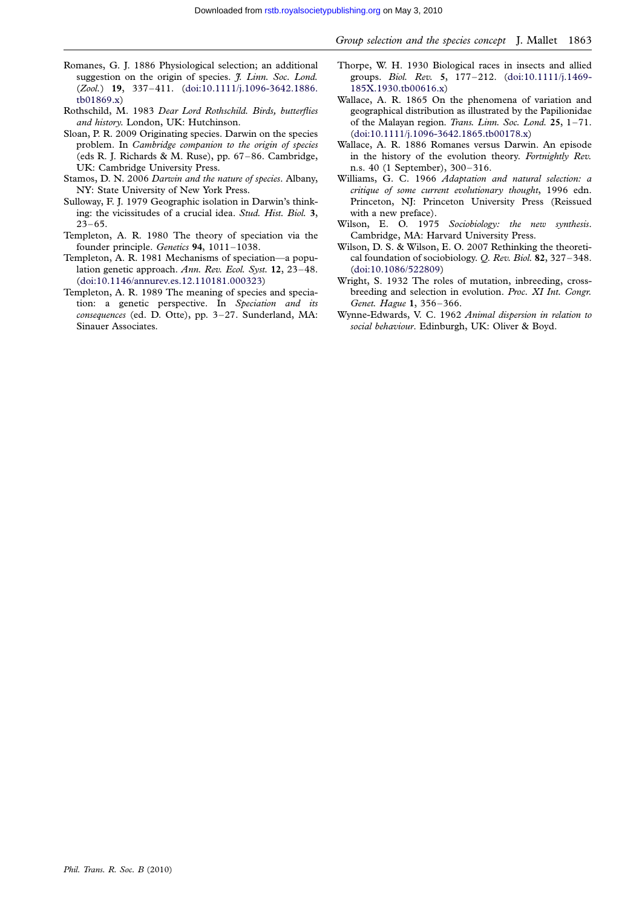Romanes, G. J. 1886 Physiological selection; an additional suggestion on the origin of species. *J. Linn. Soc. Lond. (Zool.)* **19**, 337–411. (doi:10.1111/j.1096-3642.1886.tb01869.x)

Rothschild, M. 1983 *Dear Lord Rothschild. Birds, butterflies and history.* London, UK: Hutchinson.

Sloan, P. R. 2009 Originating species. Darwin on the species problem. In *Cambridge companion to the origin of species* (eds R. J. Richards & M. Ruse), pp. 67–86. Cambridge, UK: Cambridge University Press.

Stamos, D. N. 2006 *Darwin and the nature of species*. Albany, NY: State University of New York Press.

Sulloway, F. J. 1979 Geographic isolation in Darwin's thinking: the vicissitudes of a crucial idea. *Stud. Hist. Biol.* **3**, 23–65.

Templeton, A. R. 1980 The theory of speciation via the founder principle. *Genetics* **94**, 1011–1038.

Templeton, A. R. 1981 Mechanisms of speciation—a population genetic approach. *Ann. Rev. Ecol. Syst.* **12**, 23–48. (doi:10.1146/annurev.es.12.110181.000323)

Templeton, A. R. 1989 The meaning of species and speciation: a genetic perspective. In *Speciation and its consequences* (ed. D. Otte), pp. 3–27. Sunderland, MA: Sinauer Associates.

Thorpe, W. H. 1930 Biological races in insects and allied groups. *Biol. Rev.* **5**, 177–212. (doi:10.1111/j.1469-185X.1930.tb00616.x)

Wallace, A. R. 1865 On the phenomena of variation and geographical distribution as illustrated by the Papilionidae of the Malayan region. *Trans. Linn. Soc. Lond.* **25**, 1–71. (doi:10.1111/j.1096-3642.1865.tb00178.x)

Wallace, A. R. 1886 Romanes versus Darwin. An episode in the history of the evolution theory. *Fortnightly Rev.* n.s. 40 (1 September), 300–316.

Williams, G. C. 1966 *Adaptation and natural selection: a critique of some current evolutionary thought*, 1996 edn. Princeton, NJ: Princeton University Press (Reissued with a new preface).

Wilson, E. O. 1975 *Sociobiology: the new synthesis*. Cambridge, MA: Harvard University Press.

Wilson, D. S. & Wilson, E. O. 2007 Rethinking the theoretical foundation of sociobiology. *Q. Rev. Biol.* **82**, 327–348. (doi:10.1086/522809)

Wright, S. 1932 The roles of mutation, inbreeding, crossbreeding and selection in evolution. *Proc. XI Int. Congr. Genet. Hague* **1**, 356–366.

Wynne-Edwards, V. C. 1962 *Animal dispersion in relation to social behaviour*. Edinburgh, UK: Oliver & Boyd.